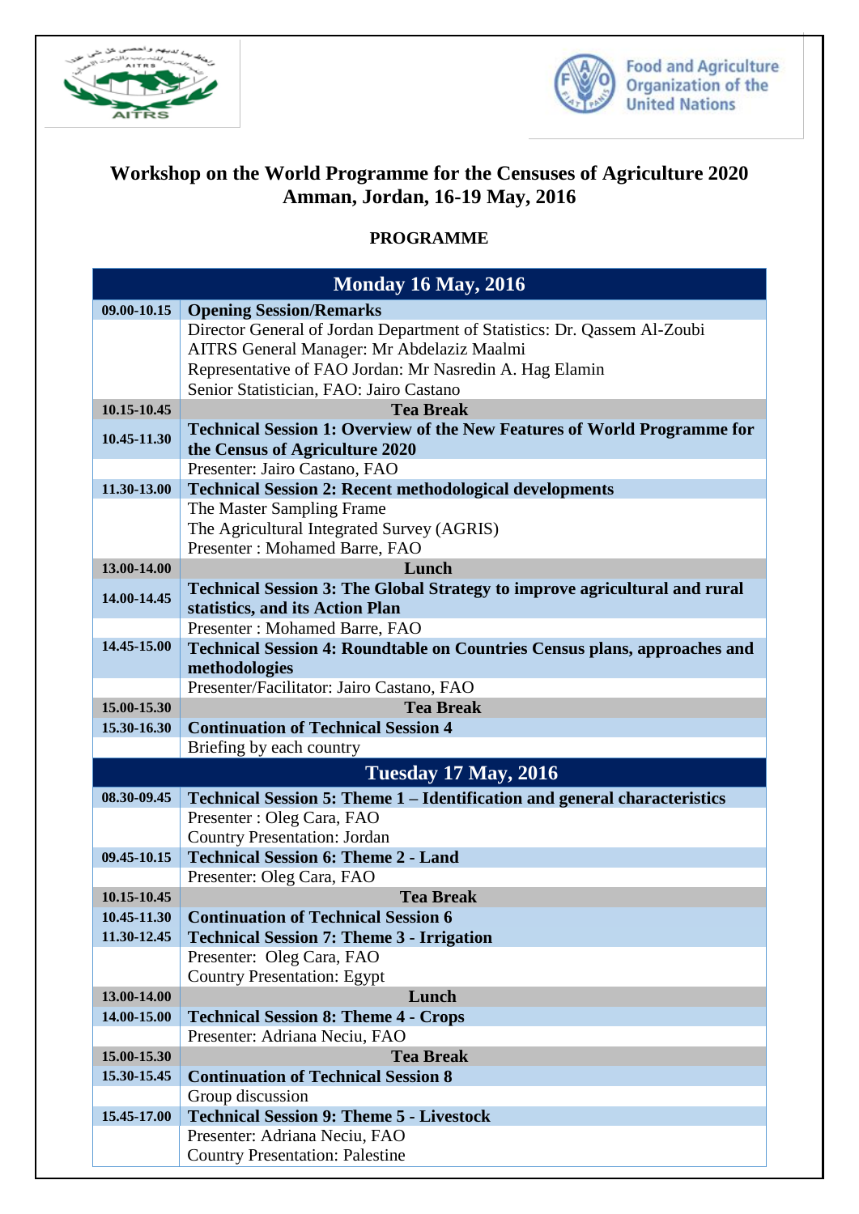# Workshop on the World Programme for the Censuses of Agriculture 2020
## Amman, Jordan, 16-19 May, 2016

**PROGRAMME**

| Monday 16 May, 2016 | |
|---|---|
| **09.00-10.15** | **Opening Session/Remarks** |
| | Director General of Jordan Department of Statistics: Dr. Qassem Al-Zoubi |
| | AITRS General Manager: Mr Abdelaziz Maalmi |
| | Representative of FAO Jordan: Mr Nasredin A. Hag Elamin |
| | Senior Statistician, FAO: Jairo Castano |
| **10.15-10.45** | **Tea Break** |
| **10.45-11.30** | **Technical Session 1: Overview of the New Features of World Programme for the Census of Agriculture 2020** |
| | Presenter: Jairo Castano, FAO |
| **11.30-13.00** | **Technical Session 2: Recent methodological developments** |
| | The Master Sampling Frame |
| | The Agricultural Integrated Survey (AGRIS) |
| | Presenter : Mohamed Barre, FAO |
| **13.00-14.00** | **Lunch** |
| **14.00-14.45** | **Technical Session 3: The Global Strategy to improve agricultural and rural statistics, and its Action Plan** |
| | Presenter : Mohamed Barre, FAO |
| **14.45-15.00** | **Technical Session 4: Roundtable on Countries Census plans, approaches and methodologies** |
| | Presenter/Facilitator: Jairo Castano, FAO |
| **15.00-15.30** | **Tea Break** |
| **15.30-16.30** | **Continuation of Technical Session 4** |
| | Briefing by each country |
| **Tuesday 17 May, 2016** | |
| **08.30-09.45** | **Technical Session 5: Theme 1 – Identification and general characteristics** |
| | Presenter : Oleg Cara, FAO |
| | Country Presentation: Jordan |
| **09.45-10.15** | **Technical Session 6: Theme 2 - Land** |
| | Presenter: Oleg Cara, FAO |
| **10.15-10.45** | **Tea Break** |
| **10.45-11.30** | **Continuation of Technical Session 6** |
| **11.30-12.45** | **Technical Session 7: Theme 3 - Irrigation** |
| | Presenter: Oleg Cara, FAO |
| | Country Presentation: Egypt |
| **13.00-14.00** | **Lunch** |
| **14.00-15.00** | **Technical Session 8: Theme 4 - Crops** |
| | Presenter: Adriana Neciu, FAO |
| **15.00-15.30** | **Tea Break** |
| **15.30-15.45** | **Continuation of Technical Session 8** |
| | Group discussion |
| **15.45-17.00** | **Technical Session 9: Theme 5 - Livestock** |
| | Presenter: Adriana Neciu, FAO |
| | Country Presentation: Palestine |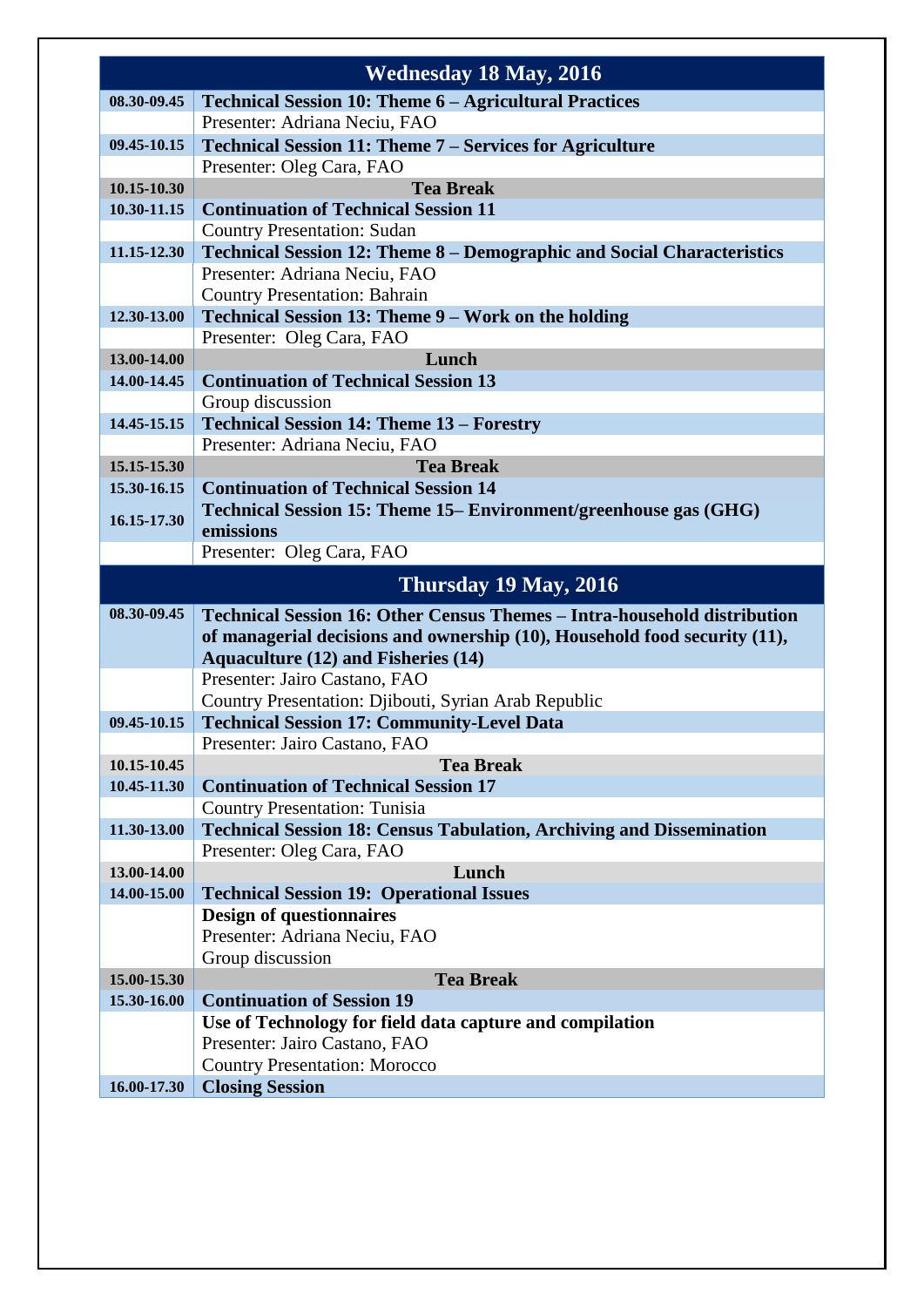| Wednesday 18 May, 2016 | |
|---|---|
| 08.30-09.45 | **Technical Session 10: Theme 6 – Agricultural Practices** |
| | Presenter: Adriana Neciu, FAO |
| 09.45-10.15 | **Technical Session 11: Theme 7 – Services for Agriculture** |
| | Presenter: Oleg Cara, FAO |
| 10.15-10.30 | **Tea Break** |
| 10.30-11.15 | **Continuation of Technical Session 11** |
| | Country Presentation: Sudan |
| 11.15-12.30 | **Technical Session 12: Theme 8 – Demographic and Social Characteristics** |
| | Presenter: Adriana Neciu, FAO<br>Country Presentation: Bahrain |
| 12.30-13.00 | **Technical Session 13: Theme 9 – Work on the holding** |
| | Presenter: Oleg Cara, FAO |
| 13.00-14.00 | **Lunch** |
| 14.00-14.45 | **Continuation of Technical Session 13** |
| | Group discussion |
| 14.45-15.15 | **Technical Session 14: Theme 13 – Forestry** |
| | Presenter: Adriana Neciu, FAO |
| 15.15-15.30 | **Tea Break** |
| 15.30-16.15 | **Continuation of Technical Session 14** |
| 16.15-17.30 | **Technical Session 15: Theme 15– Environment/greenhouse gas (GHG) emissions** |
| | Presenter: Oleg Cara, FAO |

| Thursday 19 May, 2016 | |
|---|---|
| 08.30-09.45 | **Technical Session 16: Other Census Themes – Intra-household distribution of managerial decisions and ownership (10), Household food security (11), Aquaculture (12) and Fisheries (14)** |
| | Presenter: Jairo Castano, FAO<br>Country Presentation: Djibouti, Syrian Arab Republic |
| 09.45-10.15 | **Technical Session 17: Community-Level Data** |
| | Presenter: Jairo Castano, FAO |
| 10.15-10.45 | **Tea Break** |
| 10.45-11.30 | **Continuation of Technical Session 17** |
| | Country Presentation: Tunisia |
| 11.30-13.00 | **Technical Session 18: Census Tabulation, Archiving and Dissemination** |
| | Presenter: Oleg Cara, FAO |
| 13.00-14.00 | **Lunch** |
| 14.00-15.00 | **Technical Session 19: Operational Issues** |
| | **Design of questionnaires**<br>Presenter: Adriana Neciu, FAO<br>Group discussion |
| 15.00-15.30 | **Tea Break** |
| 15.30-16.00 | **Continuation of Session 19** |
| | **Use of Technology for field data capture and compilation**<br>Presenter: Jairo Castano, FAO<br>Country Presentation: Morocco |
| 16.00-17.30 | **Closing Session** |